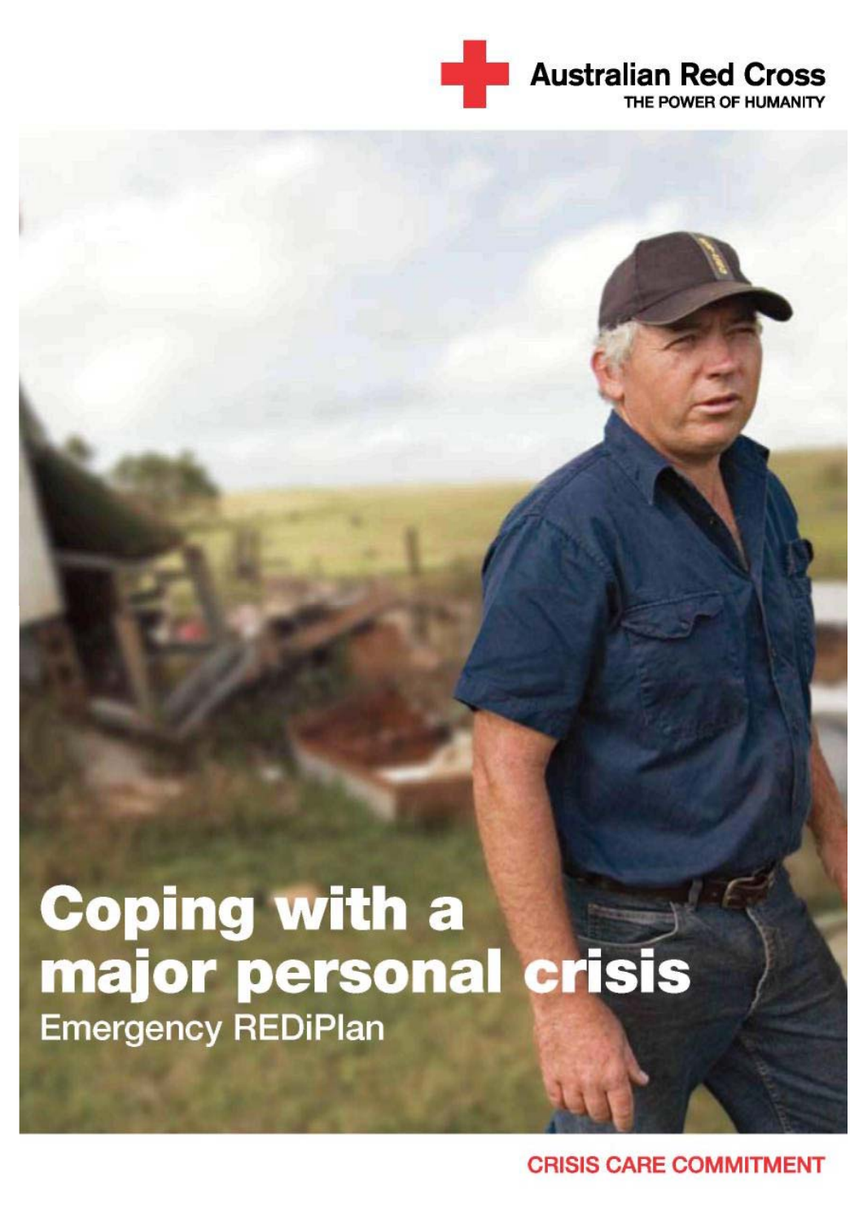Australian Red Cross

THE POWER OF HUMANITY

# Coping with a major personal crisis

## Emergency REDiPlan

CRISIS CARE COMMITMENT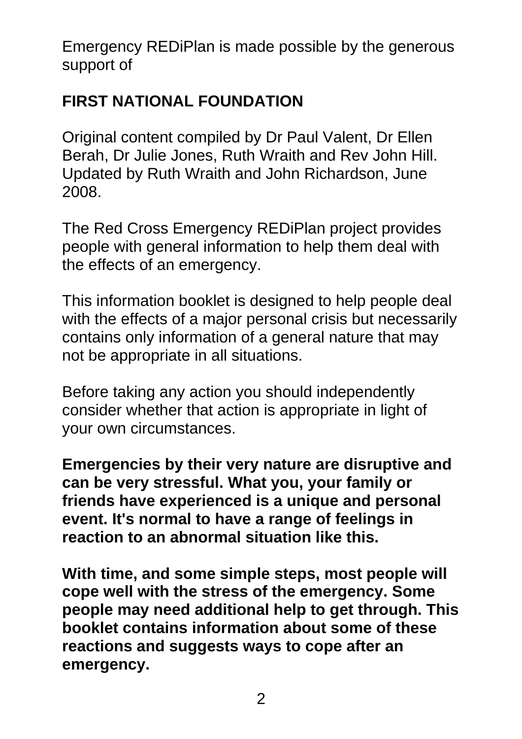Emergency REDiPlan is made possible by the generous support of

**FIRST NATIONAL FOUNDATION**

Original content compiled by Dr Paul Valent, Dr Ellen Berah, Dr Julie Jones, Ruth Wraith and Rev John Hill. Updated by Ruth Wraith and John Richardson, June 2008.

The Red Cross Emergency REDiPlan project provides people with general information to help them deal with the effects of an emergency.

This information booklet is designed to help people deal with the effects of a major personal crisis but necessarily contains only information of a general nature that may not be appropriate in all situations.

Before taking any action you should independently consider whether that action is appropriate in light of your own circumstances.

**Emergencies by their very nature are disruptive and can be very stressful. What you, your family or friends have experienced is a unique and personal event. It's normal to have a range of feelings in reaction to an abnormal situation like this.**

**With time, and some simple steps, most people will cope well with the stress of the emergency. Some people may need additional help to get through. This booklet contains information about some of these reactions and suggests ways to cope after an emergency.**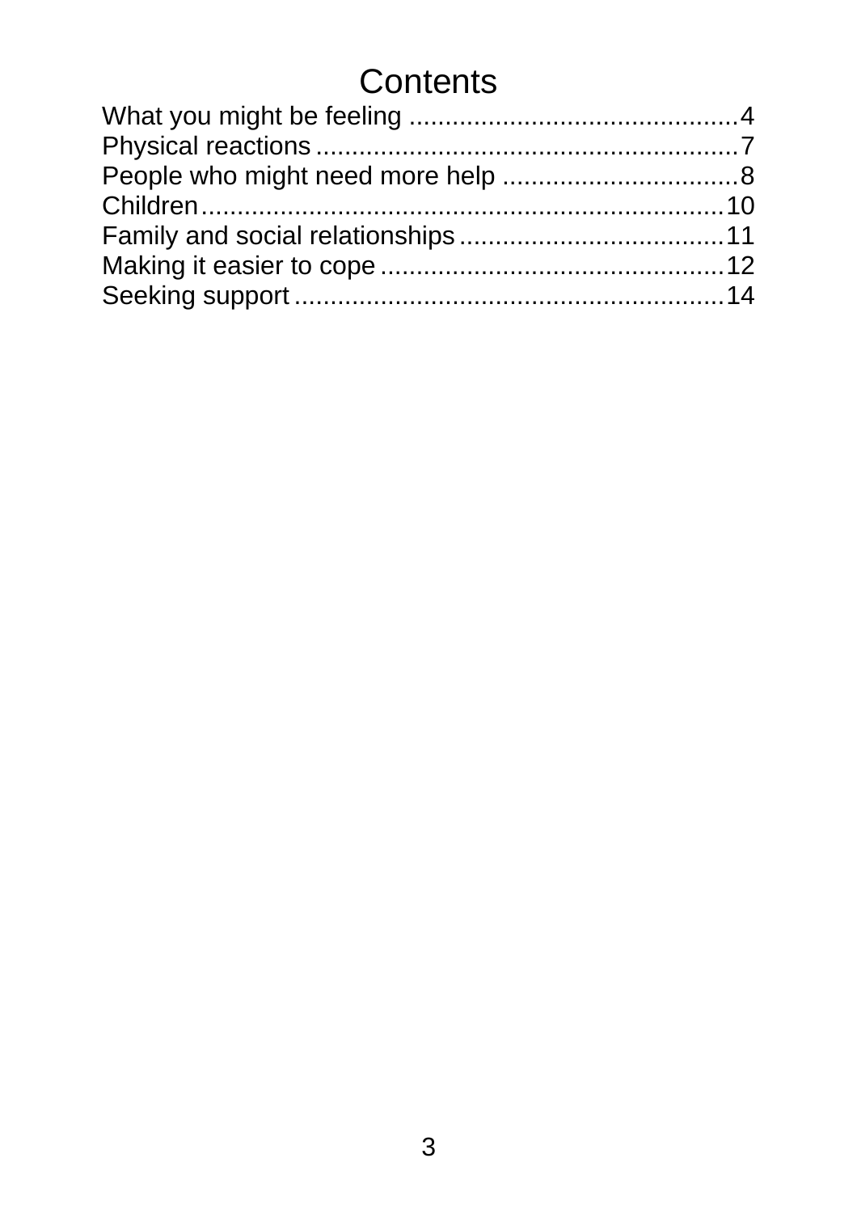# Contents

What you might be feeling ..............................................4
Physical reactions ...........................................................7
People who might need more help .................................8
Children..........................................................................10
Family and social relationships .....................................11
Making it easier to cope ................................................12
Seeking support ............................................................14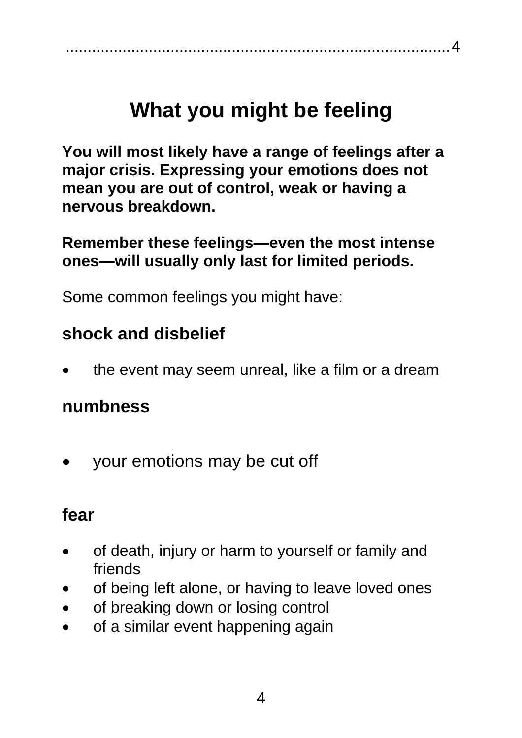# What you might be feeling

**You will most likely have a range of feelings after a major crisis. Expressing your emotions does not mean you are out of control, weak or having a nervous breakdown.**

**Remember these feelings—even the most intense ones—will usually only last for limited periods.**

Some common feelings you might have:

## shock and disbelief

- the event may seem unreal, like a film or a dream

## numbness

- your emotions may be cut off

## fear

- of death, injury or harm to yourself or family and friends
- of being left alone, or having to leave loved ones
- of breaking down or losing control
- of a similar event happening again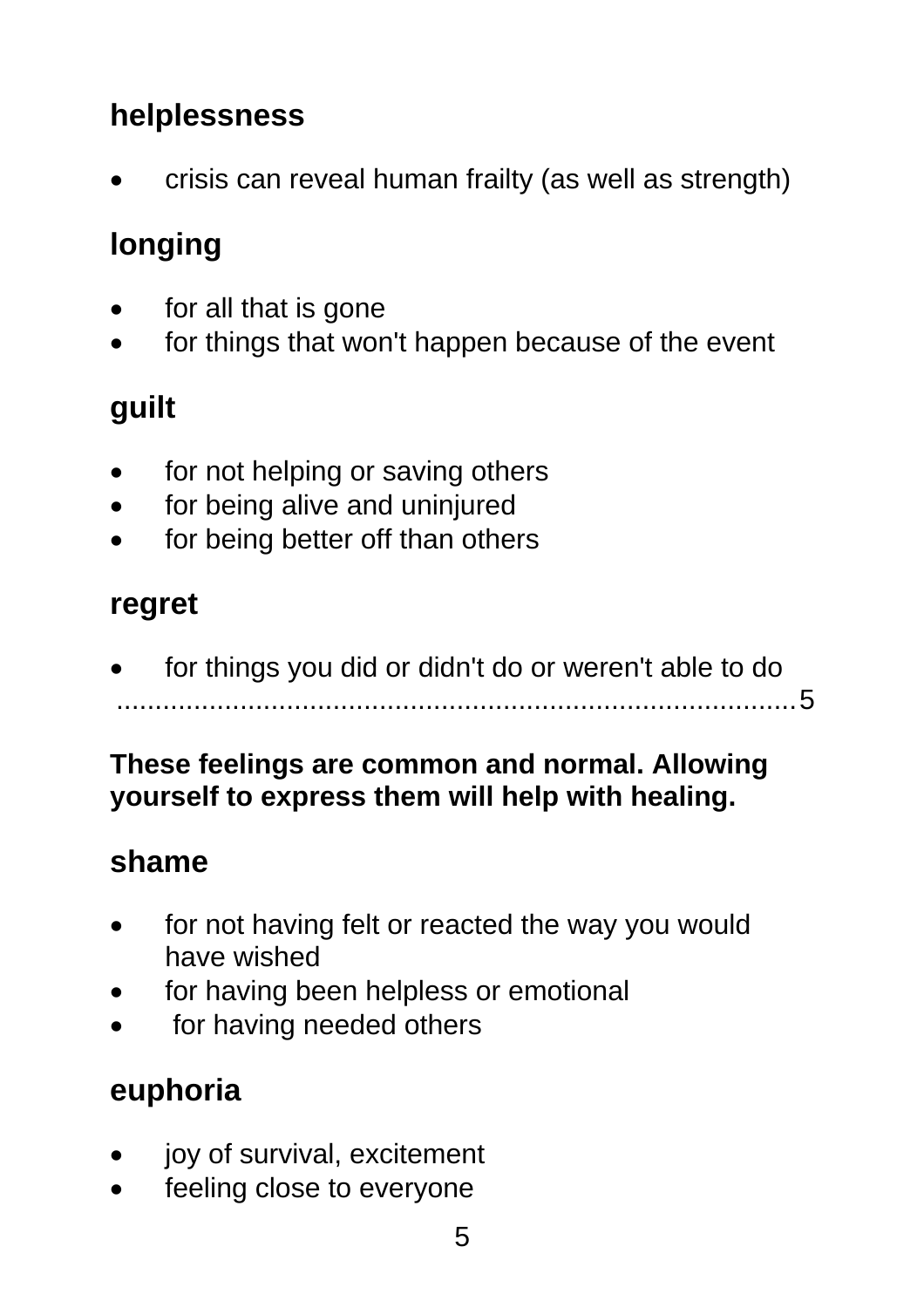**helplessness**

- crisis can reveal human frailty (as well as strength)

**longing**

- for all that is gone
- for things that won't happen because of the event

**guilt**

- for not helping or saving others
- for being alive and uninjured
- for being better off than others

**regret**

- for things you did or didn't do or weren't able to do

**These feelings are common and normal. Allowing yourself to express them will help with healing.**

**shame**

- for not having felt or reacted the way you would have wished
- for having been helpless or emotional
- for having needed others

**euphoria**

- joy of survival, excitement
- feeling close to everyone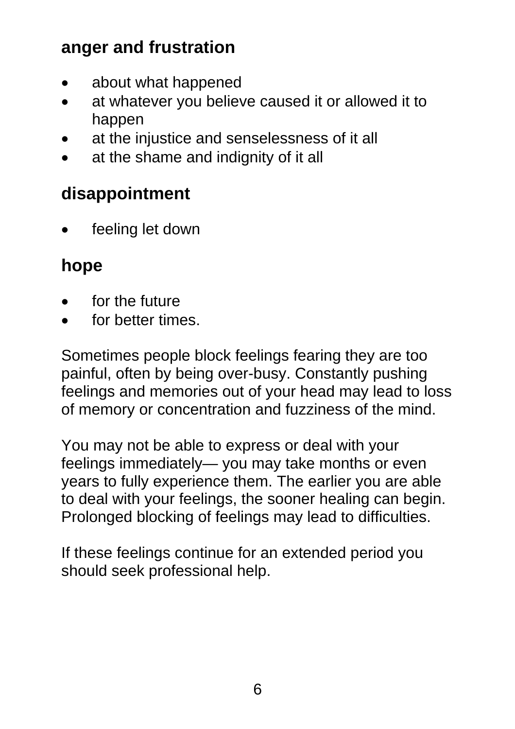## anger and frustration

- about what happened
- at whatever you believe caused it or allowed it to happen
- at the injustice and senselessness of it all
- at the shame and indignity of it all

## disappointment

- feeling let down

## hope

- for the future
- for better times.

Sometimes people block feelings fearing they are too painful, often by being over-busy. Constantly pushing feelings and memories out of your head may lead to loss of memory or concentration and fuzziness of the mind.

You may not be able to express or deal with your feelings immediately— you may take months or even years to fully experience them. The earlier you are able to deal with your feelings, the sooner healing can begin. Prolonged blocking of feelings may lead to difficulties.

If these feelings continue for an extended period you should seek professional help.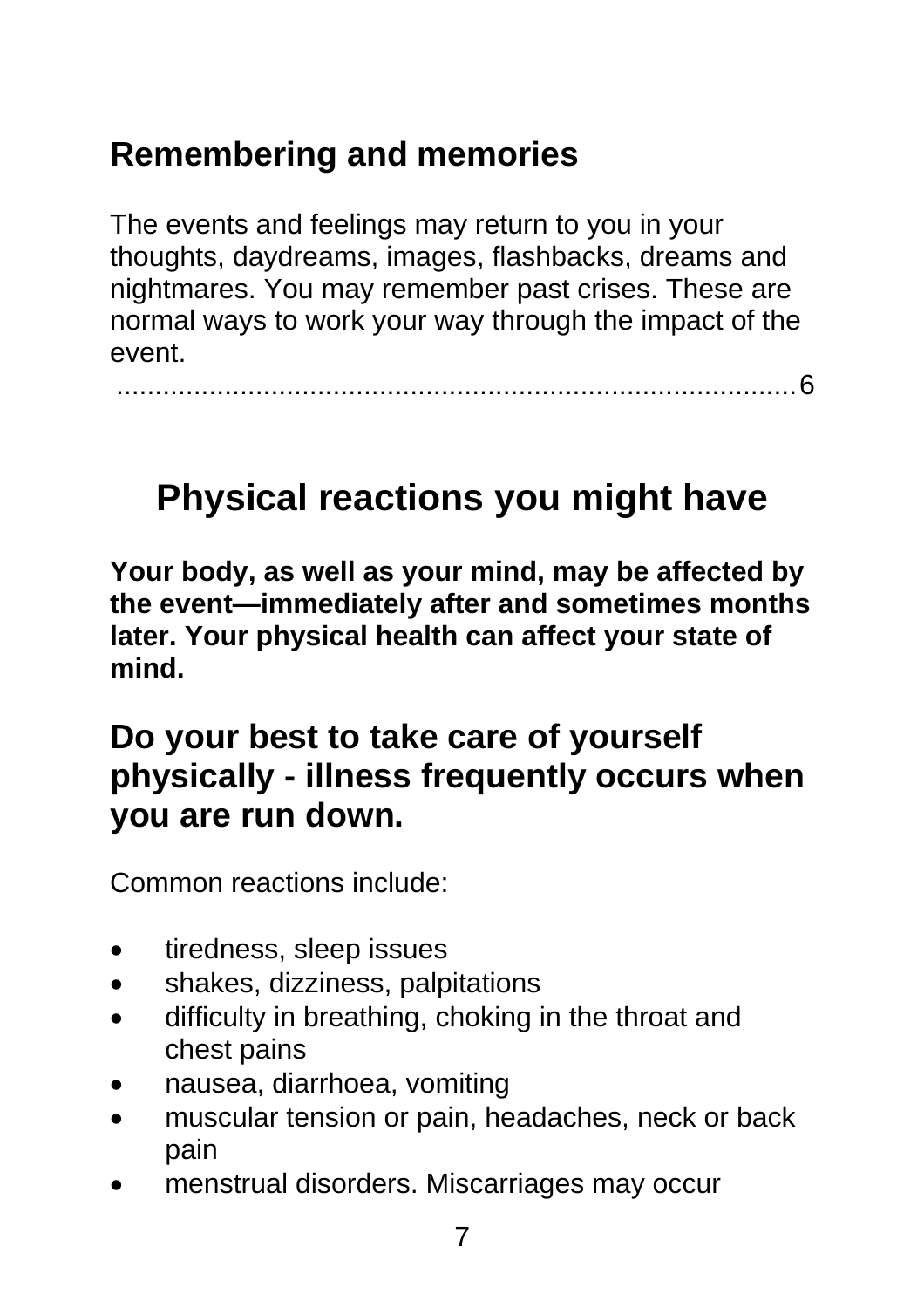## Remembering and memories

The events and feelings may return to you in your thoughts, daydreams, images, flashbacks, dreams and nightmares. You may remember past crises. These are normal ways to work your way through the impact of the event.

............................................................................................6

# Physical reactions you might have

**Your body, as well as your mind, may be affected by the event—immediately after and sometimes months later. Your physical health can affect your state of mind.**

## Do your best to take care of yourself physically - illness frequently occurs when you are run down.

Common reactions include:

- tiredness, sleep issues
- shakes, dizziness, palpitations
- difficulty in breathing, choking in the throat and chest pains
- nausea, diarrhoea, vomiting
- muscular tension or pain, headaches, neck or back pain
- menstrual disorders. Miscarriages may occur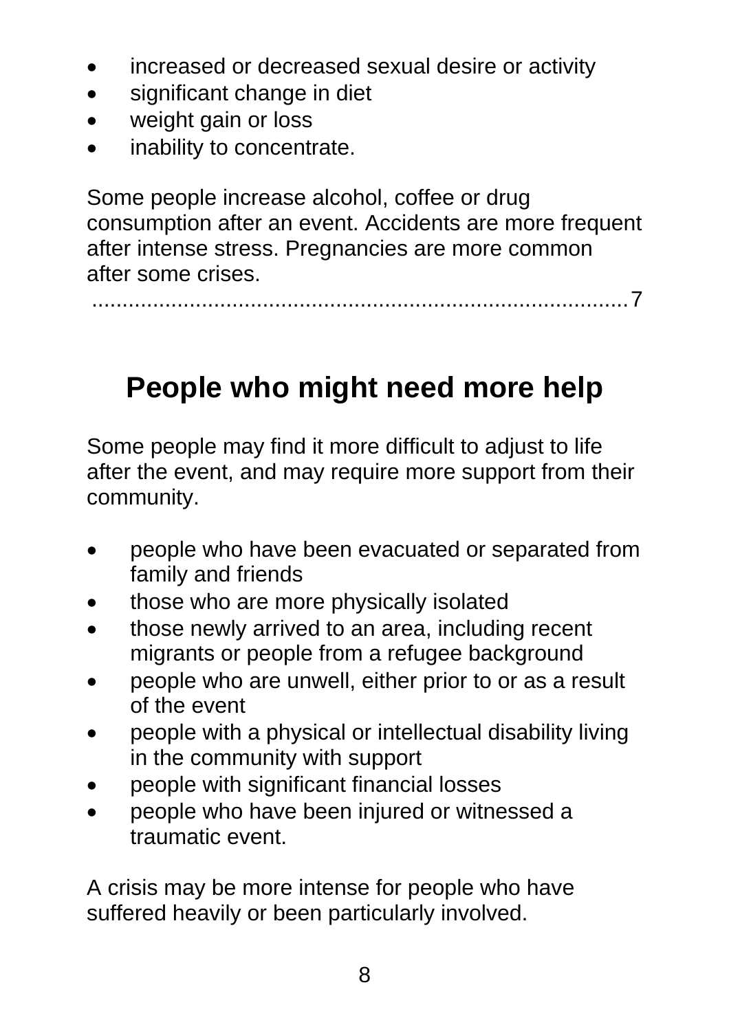- increased or decreased sexual desire or activity
- significant change in diet
- weight gain or loss
- inability to concentrate.

Some people increase alcohol, coffee or drug consumption after an event. Accidents are more frequent after intense stress. Pregnancies are more common after some crises.

## People who might need more help

Some people may find it more difficult to adjust to life after the event, and may require more support from their community.

- people who have been evacuated or separated from family and friends
- those who are more physically isolated
- those newly arrived to an area, including recent migrants or people from a refugee background
- people who are unwell, either prior to or as a result of the event
- people with a physical or intellectual disability living in the community with support
- people with significant financial losses
- people who have been injured or witnessed a traumatic event.

A crisis may be more intense for people who have suffered heavily or been particularly involved.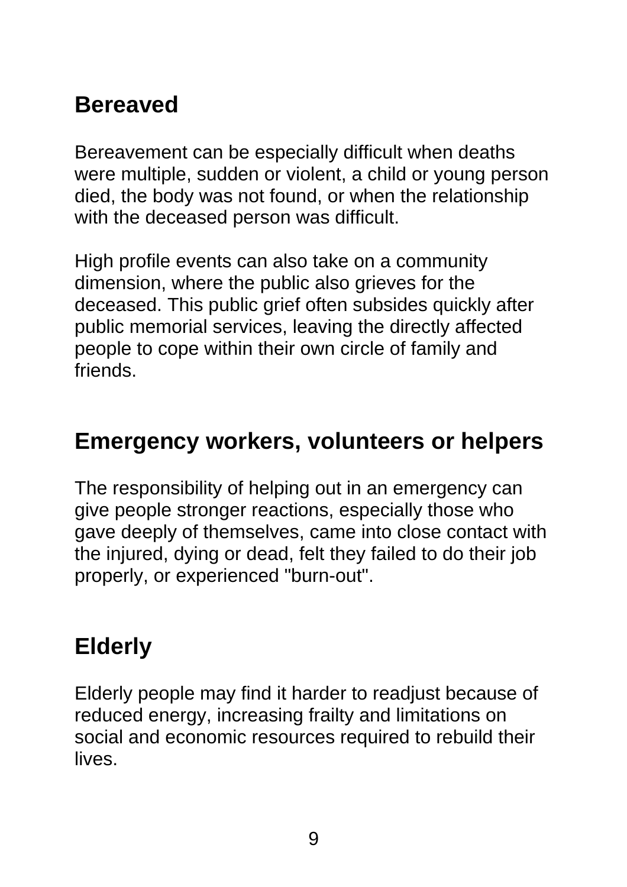## Bereaved

Bereavement can be especially difficult when deaths were multiple, sudden or violent, a child or young person died, the body was not found, or when the relationship with the deceased person was difficult.

High profile events can also take on a community dimension, where the public also grieves for the deceased. This public grief often subsides quickly after public memorial services, leaving the directly affected people to cope within their own circle of family and friends.

## Emergency workers, volunteers or helpers

The responsibility of helping out in an emergency can give people stronger reactions, especially those who gave deeply of themselves, came into close contact with the injured, dying or dead, felt they failed to do their job properly, or experienced "burn-out".

## Elderly

Elderly people may find it harder to readjust because of reduced energy, increasing frailty and limitations on social and economic resources required to rebuild their lives.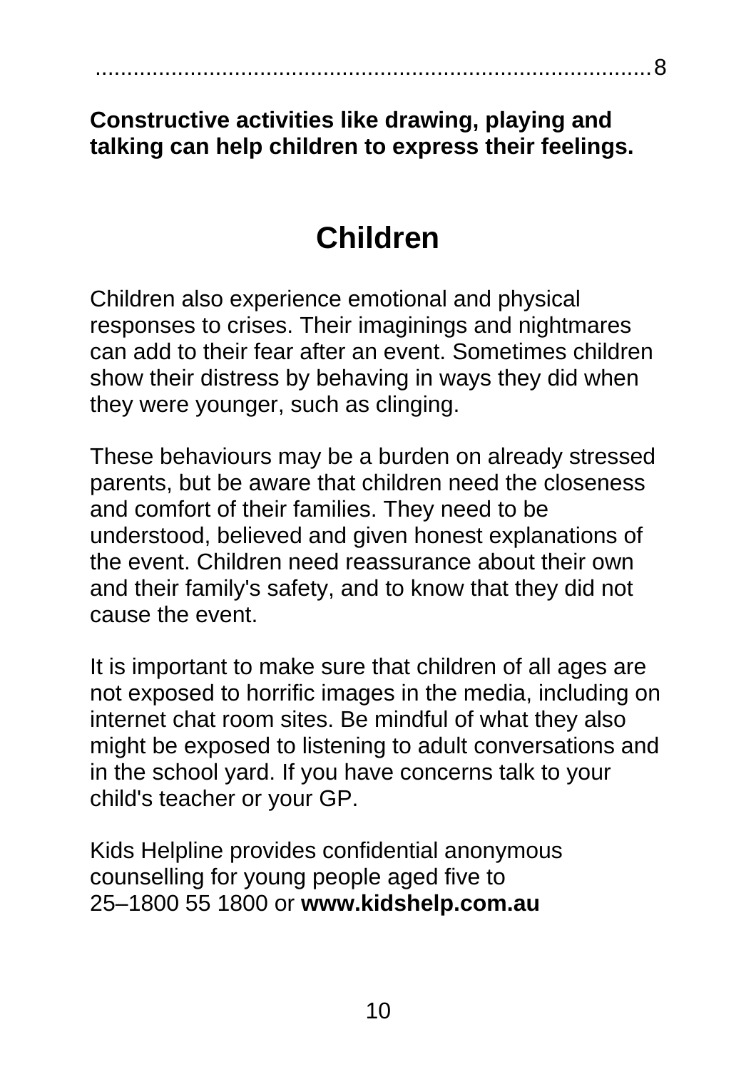..........................................................................................8

**Constructive activities like drawing, playing and talking can help children to express their feelings.**

## Children

Children also experience emotional and physical responses to crises. Their imaginings and nightmares can add to their fear after an event. Sometimes children show their distress by behaving in ways they did when they were younger, such as clinging.

These behaviours may be a burden on already stressed parents, but be aware that children need the closeness and comfort of their families. They need to be understood, believed and given honest explanations of the event. Children need reassurance about their own and their family's safety, and to know that they did not cause the event.

It is important to make sure that children of all ages are not exposed to horrific images in the media, including on internet chat room sites. Be mindful of what they also might be exposed to listening to adult conversations and in the school yard. If you have concerns talk to your child's teacher or your GP.

Kids Helpline provides confidential anonymous counselling for young people aged five to 25–1800 55 1800 or **www.kidshelp.com.au**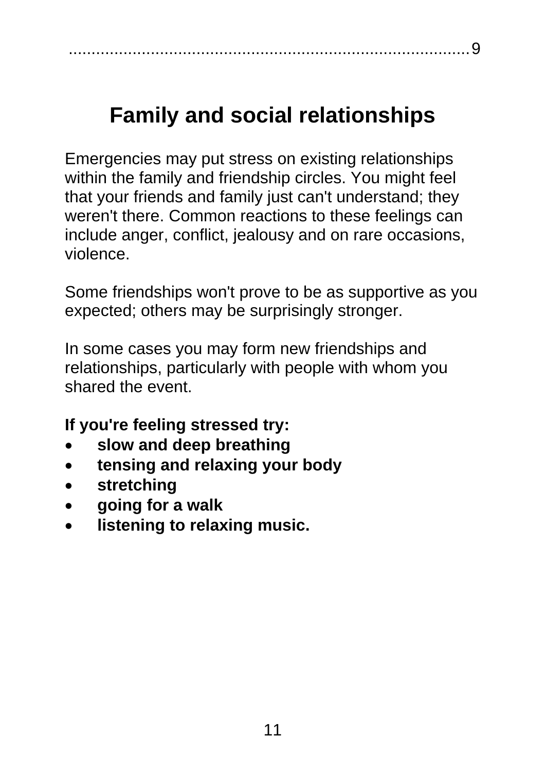# Family and social relationships

Emergencies may put stress on existing relationships within the family and friendship circles. You might feel that your friends and family just can't understand; they weren't there. Common reactions to these feelings can include anger, conflict, jealousy and on rare occasions, violence.

Some friendships won't prove to be as supportive as you expected; others may be surprisingly stronger.

In some cases you may form new friendships and relationships, particularly with people with whom you shared the event.

**If you're feeling stressed try:**

- **slow and deep breathing**
- **tensing and relaxing your body**
- **stretching**
- **going for a walk**
- **listening to relaxing music.**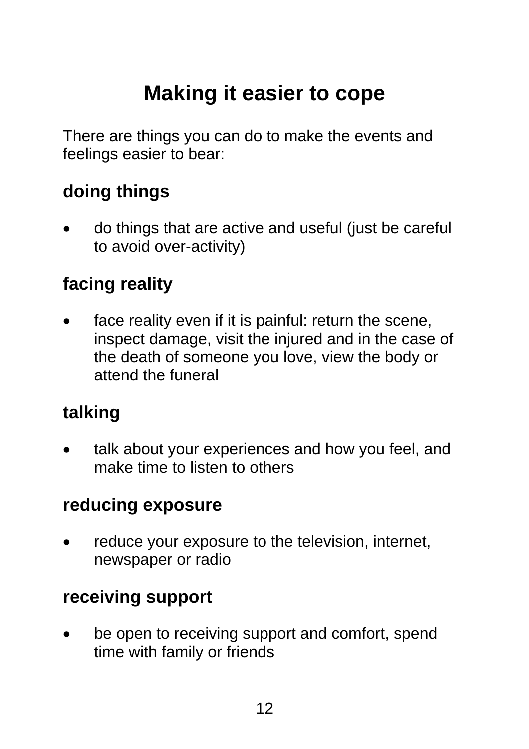# Making it easier to cope

There are things you can do to make the events and feelings easier to bear:

## doing things

- do things that are active and useful (just be careful to avoid over-activity)

## facing reality

- face reality even if it is painful: return the scene, inspect damage, visit the injured and in the case of the death of someone you love, view the body or attend the funeral

## talking

- talk about your experiences and how you feel, and make time to listen to others

## reducing exposure

- reduce your exposure to the television, internet, newspaper or radio

## receiving support

- be open to receiving support and comfort, spend time with family or friends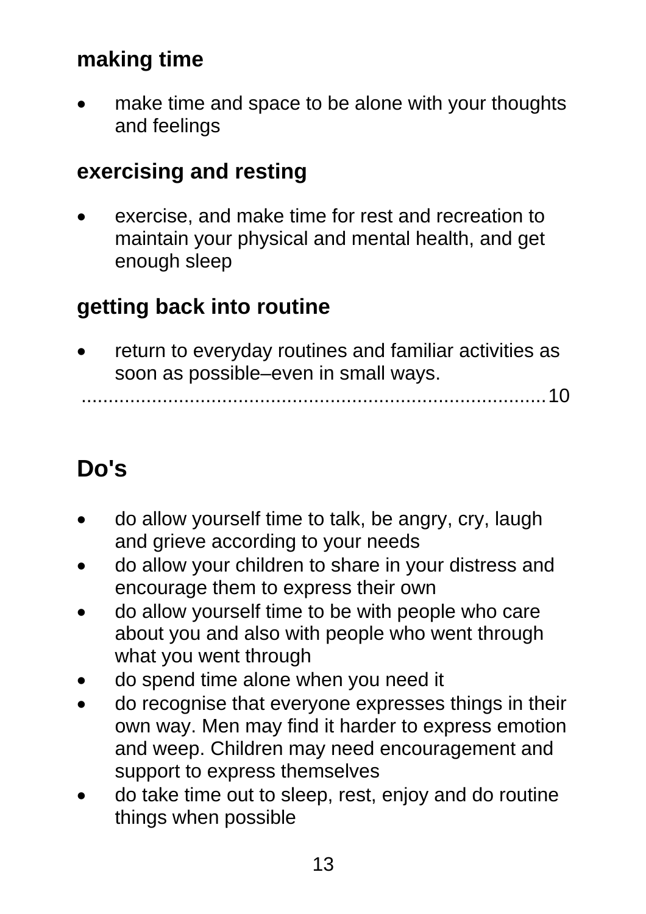### making time

- make time and space to be alone with your thoughts and feelings

### exercising and resting

- exercise, and make time for rest and recreation to maintain your physical and mental health, and get enough sleep

### getting back into routine

- return to everyday routines and familiar activities as soon as possible–even in small ways. ...........................................................................................10

## Do's

- do allow yourself time to talk, be angry, cry, laugh and grieve according to your needs
- do allow your children to share in your distress and encourage them to express their own
- do allow yourself time to be with people who care about you and also with people who went through what you went through
- do spend time alone when you need it
- do recognise that everyone expresses things in their own way. Men may find it harder to express emotion and weep. Children may need encouragement and support to express themselves
- do take time out to sleep, rest, enjoy and do routine things when possible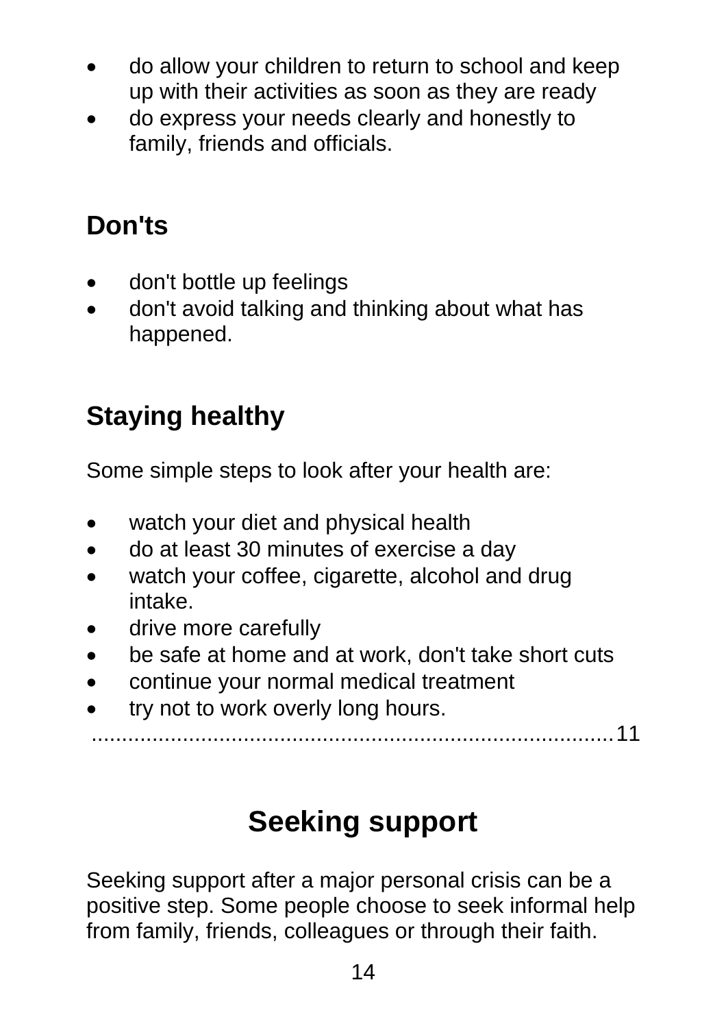- do allow your children to return to school and keep up with their activities as soon as they are ready
- do express your needs clearly and honestly to family, friends and officials.

## Don'ts

- don't bottle up feelings
- don't avoid talking and thinking about what has happened.

## Staying healthy

Some simple steps to look after your health are:

- watch your diet and physical health
- do at least 30 minutes of exercise a day
- watch your coffee, cigarette, alcohol and drug intake.
- drive more carefully
- be safe at home and at work, don't take short cuts
- continue your normal medical treatment
- try not to work overly long hours.

..........................................................................................11

# Seeking support

Seeking support after a major personal crisis can be a positive step. Some people choose to seek informal help from family, friends, colleagues or through their faith.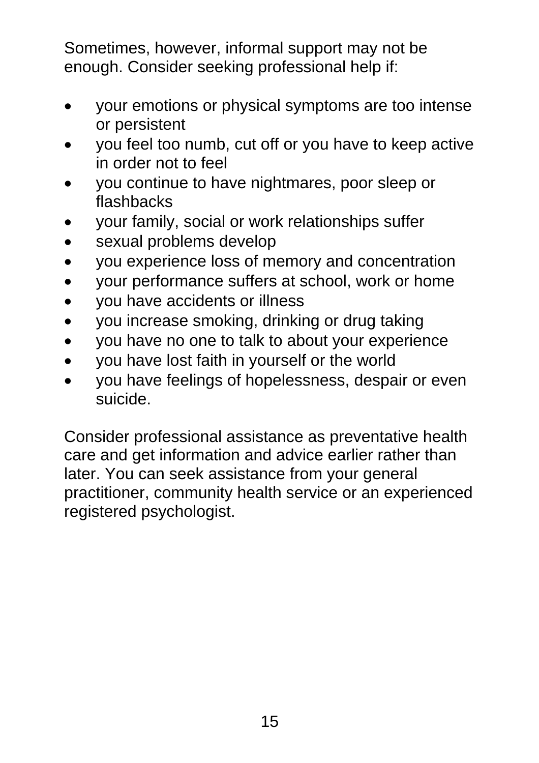Sometimes, however, informal support may not be enough. Consider seeking professional help if:

- your emotions or physical symptoms are too intense or persistent
- you feel too numb, cut off or you have to keep active in order not to feel
- you continue to have nightmares, poor sleep or flashbacks
- your family, social or work relationships suffer
- sexual problems develop
- you experience loss of memory and concentration
- your performance suffers at school, work or home
- you have accidents or illness
- you increase smoking, drinking or drug taking
- you have no one to talk to about your experience
- you have lost faith in yourself or the world
- you have feelings of hopelessness, despair or even suicide.

Consider professional assistance as preventative health care and get information and advice earlier rather than later. You can seek assistance from your general practitioner, community health service or an experienced registered psychologist.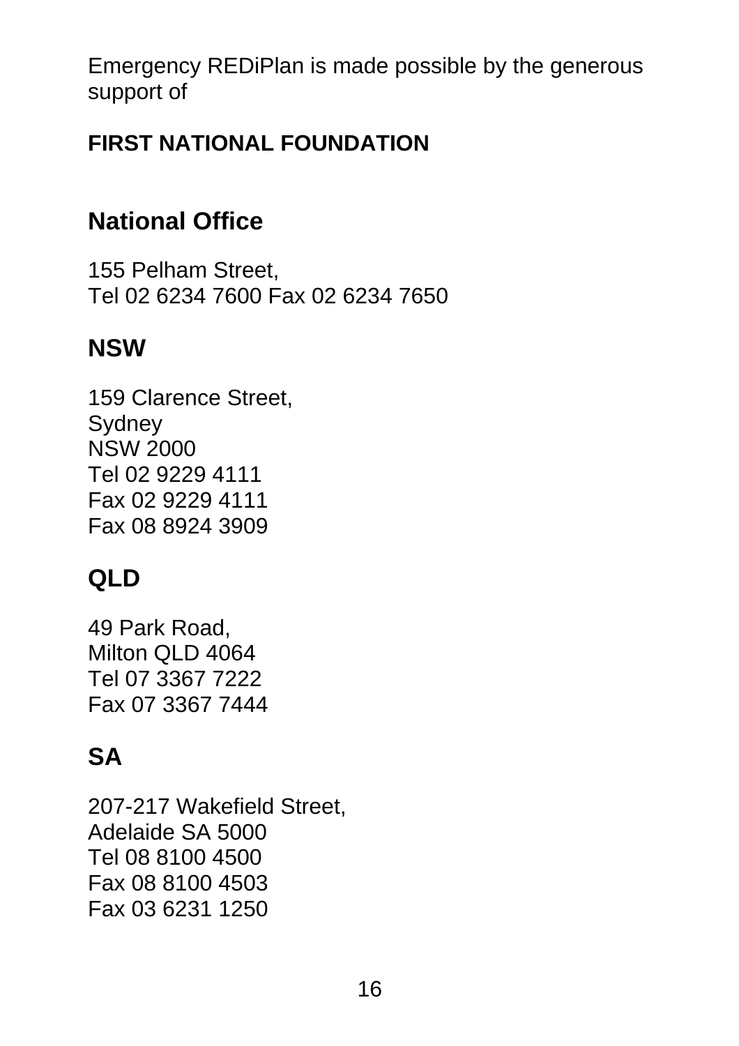Emergency REDiPlan is made possible by the generous support of

**FIRST NATIONAL FOUNDATION**

## National Office

155 Pelham Street,
Tel 02 6234 7600 Fax 02 6234 7650

## NSW

159 Clarence Street,
Sydney
NSW 2000
Tel 02 9229 4111
Fax 02 9229 4111
Fax 08 8924 3909

## QLD

49 Park Road,
Milton QLD 4064
Tel 07 3367 7222
Fax 07 3367 7444

## SA

207-217 Wakefield Street,
Adelaide SA 5000
Tel 08 8100 4500
Fax 08 8100 4503
Fax 03 6231 1250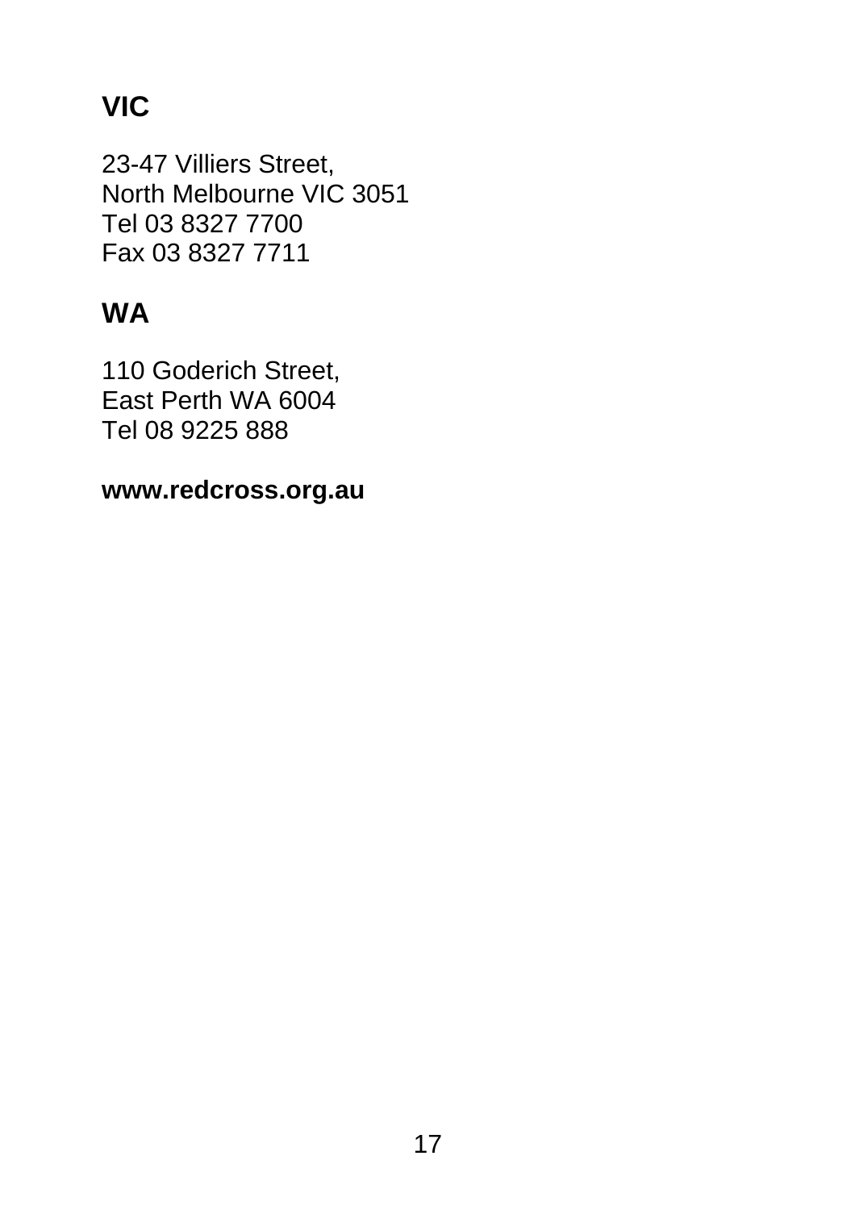## VIC

23-47 Villiers Street,
North Melbourne VIC 3051
Tel 03 8327 7700
Fax 03 8327 7711

## WA

110 Goderich Street,
East Perth WA 6004
Tel 08 9225 888

**www.redcross.org.au**